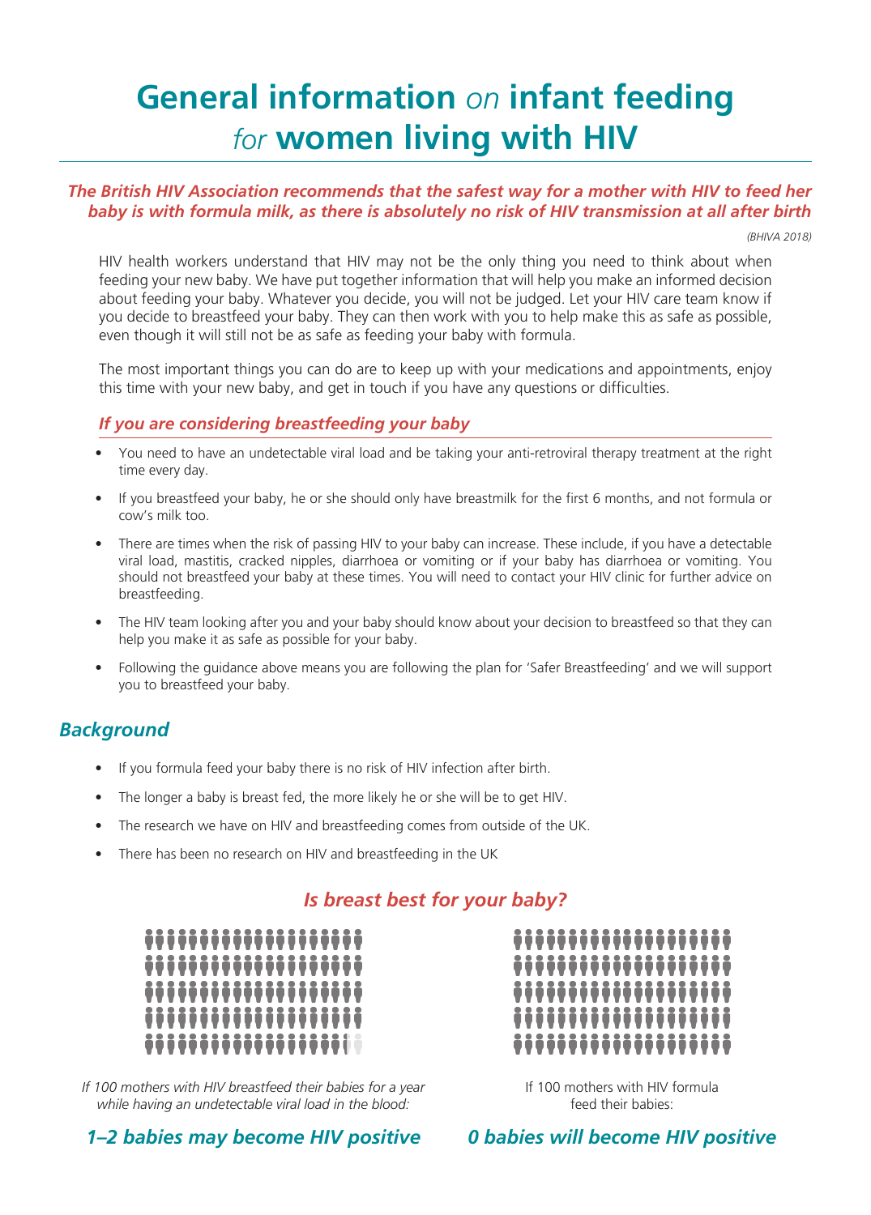# General information *on* infant feeding *for* women living with HIV

***The British HIV Association recommends that the safest way for a mother with HIV to feed her baby is with formula milk, as there is absolutely no risk of HIV transmission at all after birth***

*(BHIVA 2018)*

HIV health workers understand that HIV may not be the only thing you need to think about when feeding your new baby. We have put together information that will help you make an informed decision about feeding your baby. Whatever you decide, you will not be judged. Let your HIV care team know if you decide to breastfeed your baby. They can then work with you to help make this as safe as possible, even though it will still not be as safe as feeding your baby with formula.

The most important things you can do are to keep up with your medications and appointments, enjoy this time with your new baby, and get in touch if you have any questions or difficulties.

### *If you are considering breastfeeding your baby*

- You need to have an undetectable viral load and be taking your anti-retroviral therapy treatment at the right time every day.
- If you breastfeed your baby, he or she should only have breastmilk for the first 6 months, and not formula or cow's milk too.
- There are times when the risk of passing HIV to your baby can increase. These include, if you have a detectable viral load, mastitis, cracked nipples, diarrhoea or vomiting or if your baby has diarrhoea or vomiting. You should not breastfeed your baby at these times. You will need to contact your HIV clinic for further advice on breastfeeding.
- The HIV team looking after you and your baby should know about your decision to breastfeed so that they can help you make it as safe as possible for your baby.
- Following the guidance above means you are following the plan for 'Safer Breastfeeding' and we will support you to breastfeed your baby.

## *Background*

- If you formula feed your baby there is no risk of HIV infection after birth.
- The longer a baby is breast fed, the more likely he or she will be to get HIV.
- The research we have on HIV and breastfeeding comes from outside of the UK.
- There has been no research on HIV and breastfeeding in the UK

### *Is breast best for your baby?*

*If 100 mothers with HIV breastfeed their babies for a year while having an undetectable viral load in the blood:*

***1–2 babies may become HIV positive***

If 100 mothers with HIV formula feed their babies:

***0 babies will become HIV positive***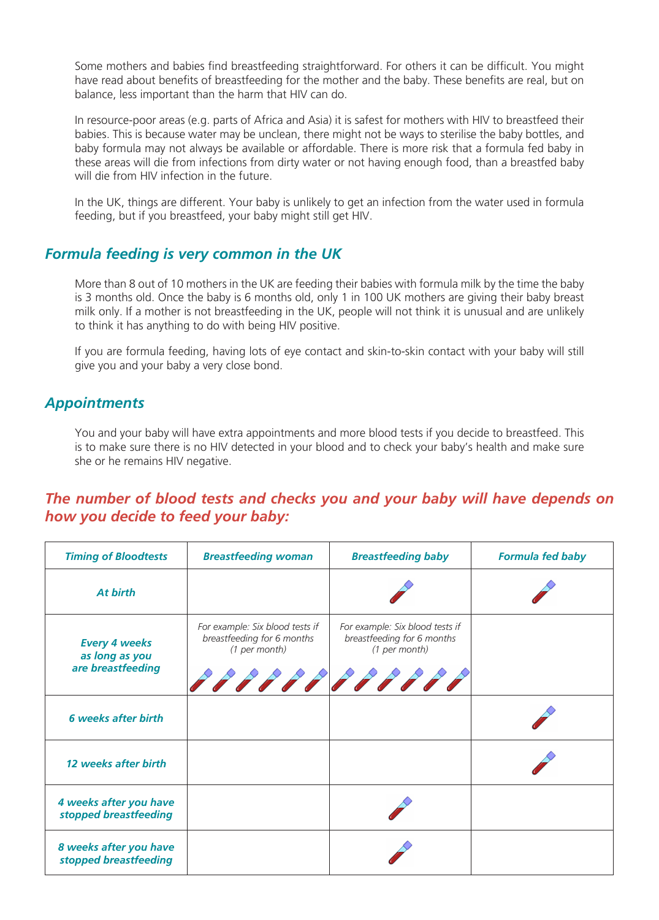Some mothers and babies find breastfeeding straightforward. For others it can be difficult. You might have read about benefits of breastfeeding for the mother and the baby. These benefits are real, but on balance, less important than the harm that HIV can do.

In resource-poor areas (e.g. parts of Africa and Asia) it is safest for mothers with HIV to breastfeed their babies. This is because water may be unclean, there might not be ways to sterilise the baby bottles, and baby formula may not always be available or affordable. There is more risk that a formula fed baby in these areas will die from infections from dirty water or not having enough food, than a breastfed baby will die from HIV infection in the future.

In the UK, things are different. Your baby is unlikely to get an infection from the water used in formula feeding, but if you breastfeed, your baby might still get HIV.

## *Formula feeding is very common in the UK*

More than 8 out of 10 mothers in the UK are feeding their babies with formula milk by the time the baby is 3 months old. Once the baby is 6 months old, only 1 in 100 UK mothers are giving their baby breast milk only. If a mother is not breastfeeding in the UK, people will not think it is unusual and are unlikely to think it has anything to do with being HIV positive.

If you are formula feeding, having lots of eye contact and skin-to-skin contact with your baby will still give you and your baby a very close bond.

## *Appointments*

You and your baby will have extra appointments and more blood tests if you decide to breastfeed. This is to make sure there is no HIV detected in your blood and to check your baby's health and make sure she or he remains HIV negative.

## *The number of blood tests and checks you and your baby will have depends on how you decide to feed your baby:*

| *Timing of Bloodtests* | *Breastfeeding woman* | *Breastfeeding baby* | *Formula fed baby* |
|---|---|---|---|
| *At birth* | | 🧪 | 🧪 |
| *Every 4 weeks as long as you are breastfeeding* | *For example: Six blood tests if breastfeeding for 6 months (1 per month)* 🧪🧪🧪🧪🧪🧪 | *For example: Six blood tests if breastfeeding for 6 months (1 per month)* 🧪🧪🧪🧪🧪🧪 | |
| *6 weeks after birth* | | | 🧪 |
| *12 weeks after birth* | | | 🧪 |
| *4 weeks after you have stopped breastfeeding* | | 🧪 | |
| *8 weeks after you have stopped breastfeeding* | | 🧪 | |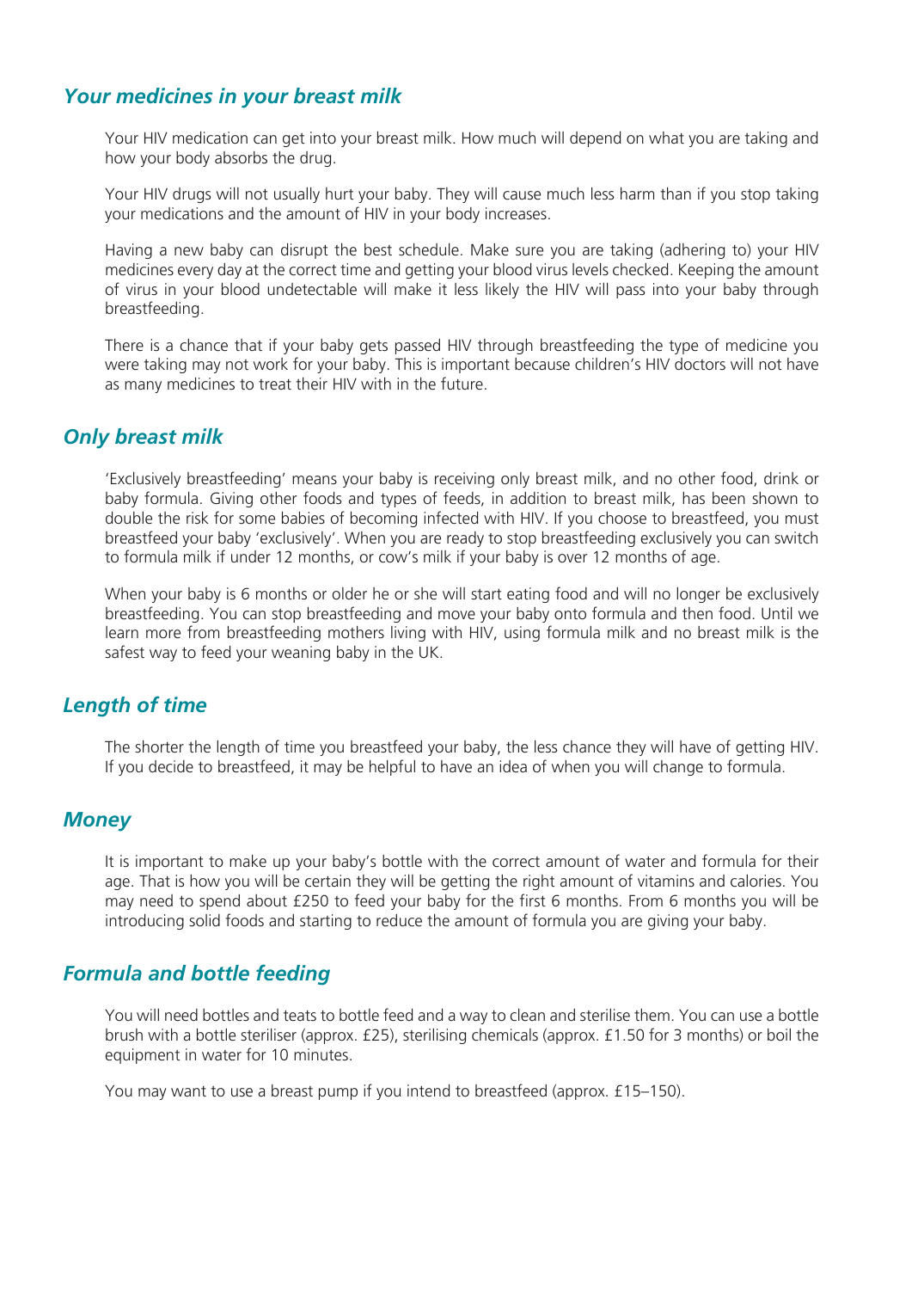## *Your medicines in your breast milk*

Your HIV medication can get into your breast milk. How much will depend on what you are taking and how your body absorbs the drug.

Your HIV drugs will not usually hurt your baby. They will cause much less harm than if you stop taking your medications and the amount of HIV in your body increases.

Having a new baby can disrupt the best schedule. Make sure you are taking (adhering to) your HIV medicines every day at the correct time and getting your blood virus levels checked. Keeping the amount of virus in your blood undetectable will make it less likely the HIV will pass into your baby through breastfeeding.

There is a chance that if your baby gets passed HIV through breastfeeding the type of medicine you were taking may not work for your baby. This is important because children's HIV doctors will not have as many medicines to treat their HIV with in the future.

## *Only breast milk*

'Exclusively breastfeeding' means your baby is receiving only breast milk, and no other food, drink or baby formula. Giving other foods and types of feeds, in addition to breast milk, has been shown to double the risk for some babies of becoming infected with HIV. If you choose to breastfeed, you must breastfeed your baby 'exclusively'. When you are ready to stop breastfeeding exclusively you can switch to formula milk if under 12 months, or cow's milk if your baby is over 12 months of age.

When your baby is 6 months or older he or she will start eating food and will no longer be exclusively breastfeeding. You can stop breastfeeding and move your baby onto formula and then food. Until we learn more from breastfeeding mothers living with HIV, using formula milk and no breast milk is the safest way to feed your weaning baby in the UK.

## *Length of time*

The shorter the length of time you breastfeed your baby, the less chance they will have of getting HIV. If you decide to breastfeed, it may be helpful to have an idea of when you will change to formula.

## *Money*

It is important to make up your baby's bottle with the correct amount of water and formula for their age. That is how you will be certain they will be getting the right amount of vitamins and calories. You may need to spend about £250 to feed your baby for the first 6 months. From 6 months you will be introducing solid foods and starting to reduce the amount of formula you are giving your baby.

## *Formula and bottle feeding*

You will need bottles and teats to bottle feed and a way to clean and sterilise them. You can use a bottle brush with a bottle steriliser (approx. £25), sterilising chemicals (approx. £1.50 for 3 months) or boil the equipment in water for 10 minutes.

You may want to use a breast pump if you intend to breastfeed (approx. £15–150).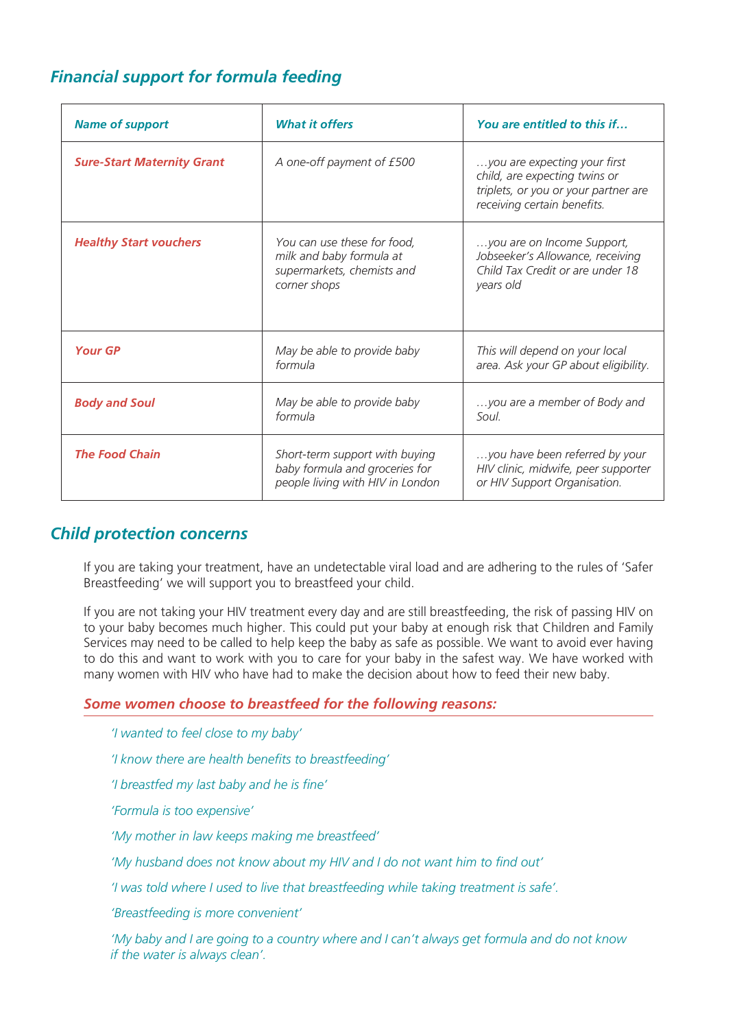## *Financial support for formula feeding*

| *Name of support* | *What it offers* | *You are entitled to this if…* |
|---|---|---|
| ***Sure-Start Maternity Grant*** | *A one-off payment of £500* | *…you are expecting your first child, are expecting twins or triplets, or you or your partner are receiving certain benefits.* |
| ***Healthy Start vouchers*** | *You can use these for food, milk and baby formula at supermarkets, chemists and corner shops* | *…you are on Income Support, Jobseeker's Allowance, receiving Child Tax Credit or are under 18 years old* |
| ***Your GP*** | *May be able to provide baby formula* | *This will depend on your local area. Ask your GP about eligibility.* |
| ***Body and Soul*** | *May be able to provide baby formula* | *…you are a member of Body and Soul.* |
| ***The Food Chain*** | *Short-term support with buying baby formula and groceries for people living with HIV in London* | *…you have been referred by your HIV clinic, midwife, peer supporter or HIV Support Organisation.* |

## *Child protection concerns*

If you are taking your treatment, have an undetectable viral load and are adhering to the rules of 'Safer Breastfeeding' we will support you to breastfeed your child.

If you are not taking your HIV treatment every day and are still breastfeeding, the risk of passing HIV on to your baby becomes much higher. This could put your baby at enough risk that Children and Family Services may need to be called to help keep the baby as safe as possible. We want to avoid ever having to do this and want to work with you to care for your baby in the safest way. We have worked with many women with HIV who have had to make the decision about how to feed their new baby.

### *Some women choose to breastfeed for the following reasons:*

*'I wanted to feel close to my baby'*

*'I know there are health benefits to breastfeeding'*

*'I breastfed my last baby and he is fine'*

*'Formula is too expensive'*

*'My mother in law keeps making me breastfeed'*

*'My husband does not know about my HIV and I do not want him to find out'*

*'I was told where I used to live that breastfeeding while taking treatment is safe'.*

*'Breastfeeding is more convenient'*

*'My baby and I are going to a country where and I can't always get formula and do not know if the water is always clean'.*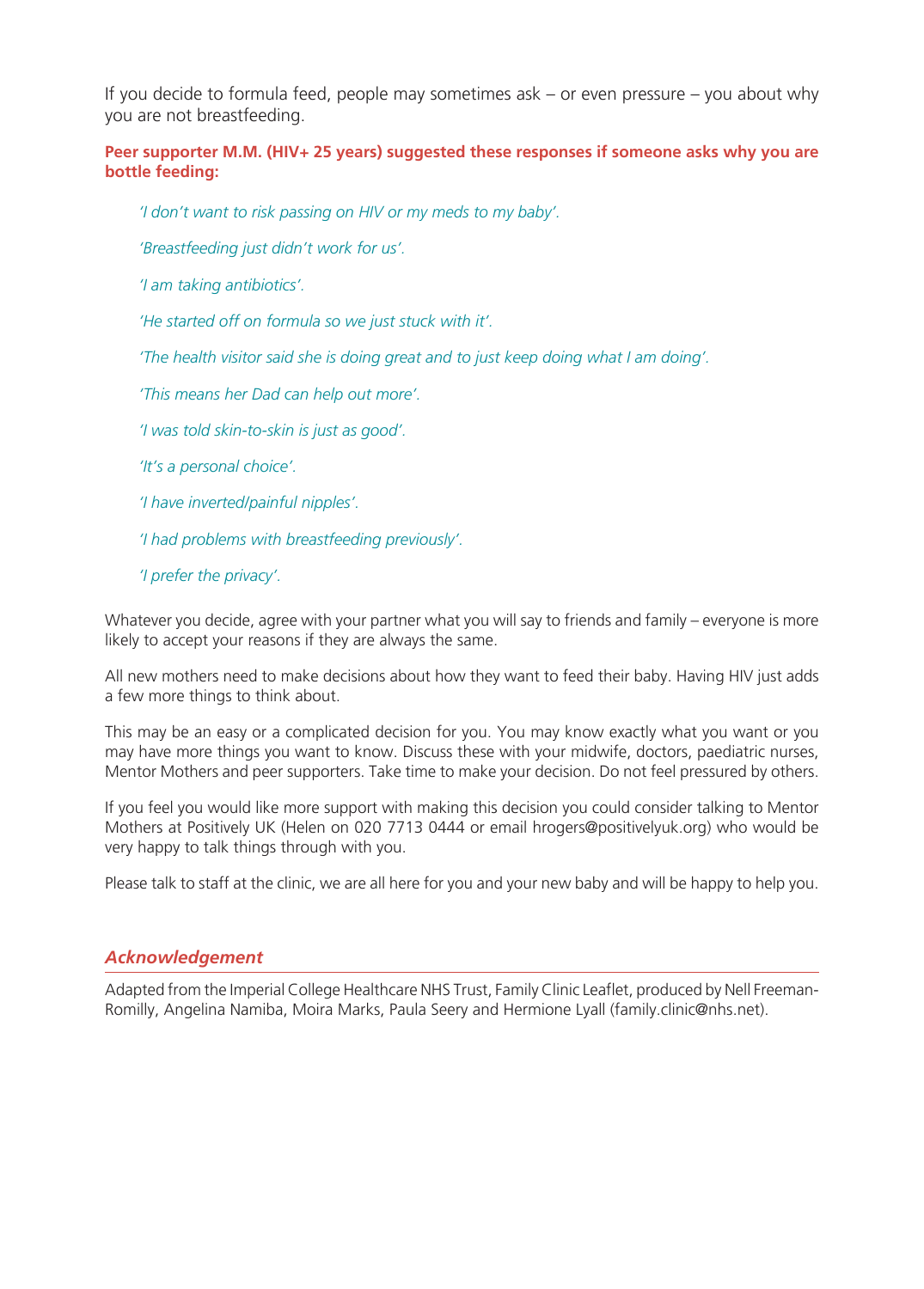If you decide to formula feed, people may sometimes ask – or even pressure – you about why you are not breastfeeding.

**Peer supporter M.M. (HIV+ 25 years) suggested these responses if someone asks why you are bottle feeding:**

> *'I don't want to risk passing on HIV or my meds to my baby'.*
>
> *'Breastfeeding just didn't work for us'.*
>
> *'I am taking antibiotics'.*
>
> *'He started off on formula so we just stuck with it'.*
>
> *'The health visitor said she is doing great and to just keep doing what I am doing'.*
>
> *'This means her Dad can help out more'.*
>
> *'I was told skin-to-skin is just as good'.*
>
> *'It's a personal choice'.*
>
> *'I have inverted/painful nipples'.*
>
> *'I had problems with breastfeeding previously'.*
>
> *'I prefer the privacy'.*

Whatever you decide, agree with your partner what you will say to friends and family – everyone is more likely to accept your reasons if they are always the same.

All new mothers need to make decisions about how they want to feed their baby. Having HIV just adds a few more things to think about.

This may be an easy or a complicated decision for you. You may know exactly what you want or you may have more things you want to know. Discuss these with your midwife, doctors, paediatric nurses, Mentor Mothers and peer supporters. Take time to make your decision. Do not feel pressured by others.

If you feel you would like more support with making this decision you could consider talking to Mentor Mothers at Positively UK (Helen on 020 7713 0444 or email hrogers@positivelyuk.org) who would be very happy to talk things through with you.

Please talk to staff at the clinic, we are all here for you and your new baby and will be happy to help you.

## *Acknowledgement*

Adapted from the Imperial College Healthcare NHS Trust, Family Clinic Leaflet, produced by Nell Freeman-Romilly, Angelina Namiba, Moira Marks, Paula Seery and Hermione Lyall (family.clinic@nhs.net).